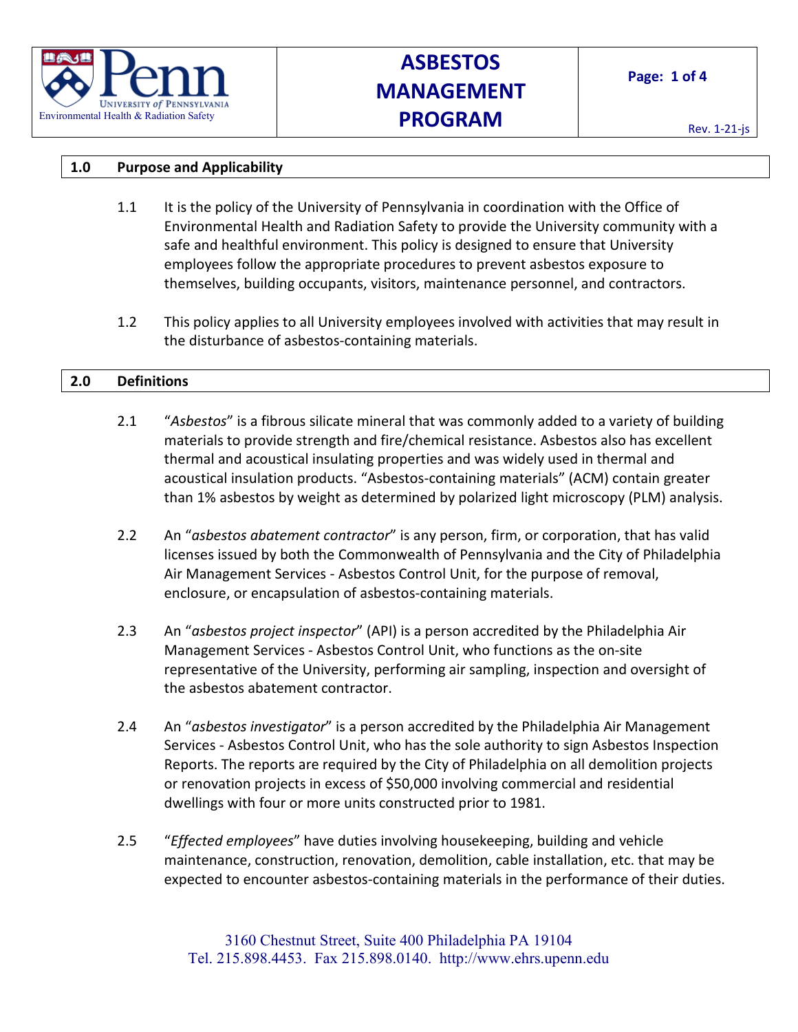# ASBESTOS MANAGEMENT PROGRAM

Rev. 1-21-js

## 1.0 Purpose and Applicability

1.1 It is the policy of the University of Pennsylvania in coordination with the Office of Environmental Health and Radiation Safety to provide the University community with a safe and healthful environment. This policy is designed to ensure that University employees follow the appropriate procedures to prevent asbestos exposure to themselves, building occupants, visitors, maintenance personnel, and contractors.

1.2 This policy applies to all University employees involved with activities that may result in the disturbance of asbestos-containing materials.

## 2.0 Definitions

2.1 "*Asbestos*" is a fibrous silicate mineral that was commonly added to a variety of building materials to provide strength and fire/chemical resistance. Asbestos also has excellent thermal and acoustical insulating properties and was widely used in thermal and acoustical insulation products. "Asbestos-containing materials" (ACM) contain greater than 1% asbestos by weight as determined by polarized light microscopy (PLM) analysis.

2.2 An "*asbestos abatement contractor*" is any person, firm, or corporation, that has valid licenses issued by both the Commonwealth of Pennsylvania and the City of Philadelphia Air Management Services - Asbestos Control Unit, for the purpose of removal, enclosure, or encapsulation of asbestos-containing materials.

2.3 An "*asbestos project inspector*" (API) is a person accredited by the Philadelphia Air Management Services - Asbestos Control Unit, who functions as the on-site representative of the University, performing air sampling, inspection and oversight of the asbestos abatement contractor.

2.4 An "*asbestos investigator*" is a person accredited by the Philadelphia Air Management Services - Asbestos Control Unit, who has the sole authority to sign Asbestos Inspection Reports. The reports are required by the City of Philadelphia on all demolition projects or renovation projects in excess of $50,000 involving commercial and residential dwellings with four or more units constructed prior to 1981.

2.5 "*Effected employees*" have duties involving housekeeping, building and vehicle maintenance, construction, renovation, demolition, cable installation, etc. that may be expected to encounter asbestos-containing materials in the performance of their duties.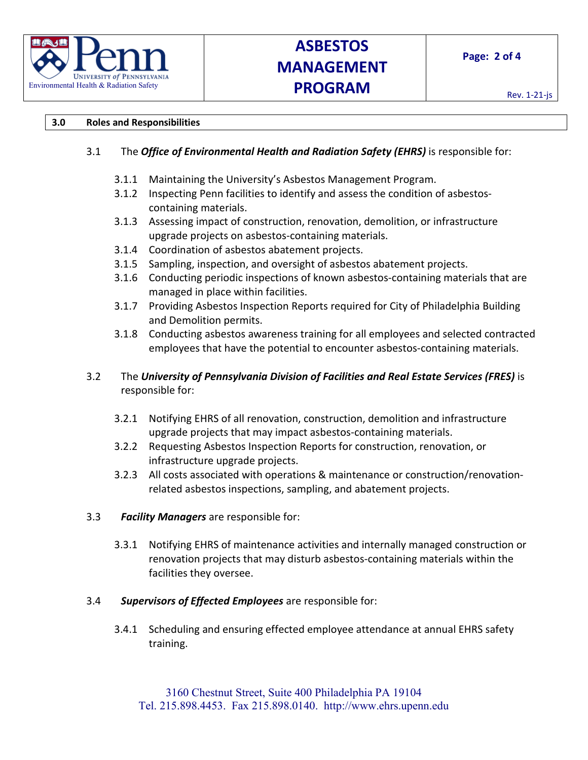## 3.0 Roles and Responsibilities

3.1 The ***Office of Environmental Health and Radiation Safety (EHRS)*** is responsible for:

- 3.1.1 Maintaining the University's Asbestos Management Program.
- 3.1.2 Inspecting Penn facilities to identify and assess the condition of asbestos-containing materials.
- 3.1.3 Assessing impact of construction, renovation, demolition, or infrastructure upgrade projects on asbestos-containing materials.
- 3.1.4 Coordination of asbestos abatement projects.
- 3.1.5 Sampling, inspection, and oversight of asbestos abatement projects.
- 3.1.6 Conducting periodic inspections of known asbestos-containing materials that are managed in place within facilities.
- 3.1.7 Providing Asbestos Inspection Reports required for City of Philadelphia Building and Demolition permits.
- 3.1.8 Conducting asbestos awareness training for all employees and selected contracted employees that have the potential to encounter asbestos-containing materials.

3.2 The ***University of Pennsylvania Division of Facilities and Real Estate Services (FRES)*** is responsible for:

- 3.2.1 Notifying EHRS of all renovation, construction, demolition and infrastructure upgrade projects that may impact asbestos-containing materials.
- 3.2.2 Requesting Asbestos Inspection Reports for construction, renovation, or infrastructure upgrade projects.
- 3.2.3 All costs associated with operations & maintenance or construction/renovation-related asbestos inspections, sampling, and abatement projects.

3.3 ***Facility Managers*** are responsible for:

- 3.3.1 Notifying EHRS of maintenance activities and internally managed construction or renovation projects that may disturb asbestos-containing materials within the facilities they oversee.

3.4 ***Supervisors of Effected Employees*** are responsible for:

- 3.4.1 Scheduling and ensuring effected employee attendance at annual EHRS safety training.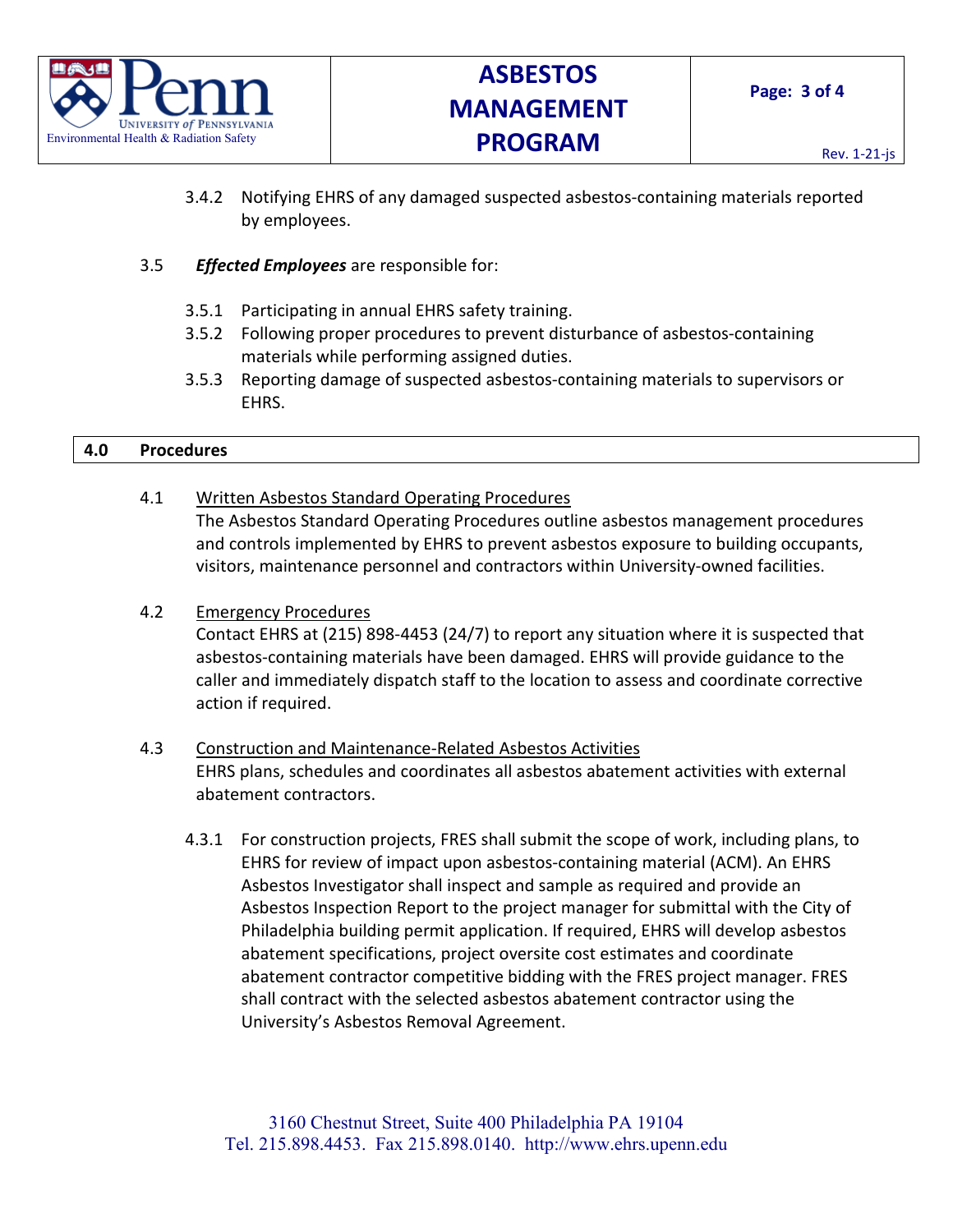3.4.2 Notifying EHRS of any damaged suspected asbestos-containing materials reported by employees.

3.5 ***Effected Employees*** are responsible for:

3.5.1 Participating in annual EHRS safety training.

3.5.2 Following proper procedures to prevent disturbance of asbestos-containing materials while performing assigned duties.

3.5.3 Reporting damage of suspected asbestos-containing materials to supervisors or EHRS.

## 4.0 Procedures

4.1 <u>Written Asbestos Standard Operating Procedures</u>
The Asbestos Standard Operating Procedures outline asbestos management procedures and controls implemented by EHRS to prevent asbestos exposure to building occupants, visitors, maintenance personnel and contractors within University-owned facilities.

4.2 <u>Emergency Procedures</u>
Contact EHRS at (215) 898-4453 (24/7) to report any situation where it is suspected that asbestos-containing materials have been damaged. EHRS will provide guidance to the caller and immediately dispatch staff to the location to assess and coordinate corrective action if required.

4.3 <u>Construction and Maintenance-Related Asbestos Activities</u>
EHRS plans, schedules and coordinates all asbestos abatement activities with external abatement contractors.

4.3.1 For construction projects, FRES shall submit the scope of work, including plans, to EHRS for review of impact upon asbestos-containing material (ACM). An EHRS Asbestos Investigator shall inspect and sample as required and provide an Asbestos Inspection Report to the project manager for submittal with the City of Philadelphia building permit application. If required, EHRS will develop asbestos abatement specifications, project oversite cost estimates and coordinate abatement contractor competitive bidding with the FRES project manager. FRES shall contract with the selected asbestos abatement contractor using the University's Asbestos Removal Agreement.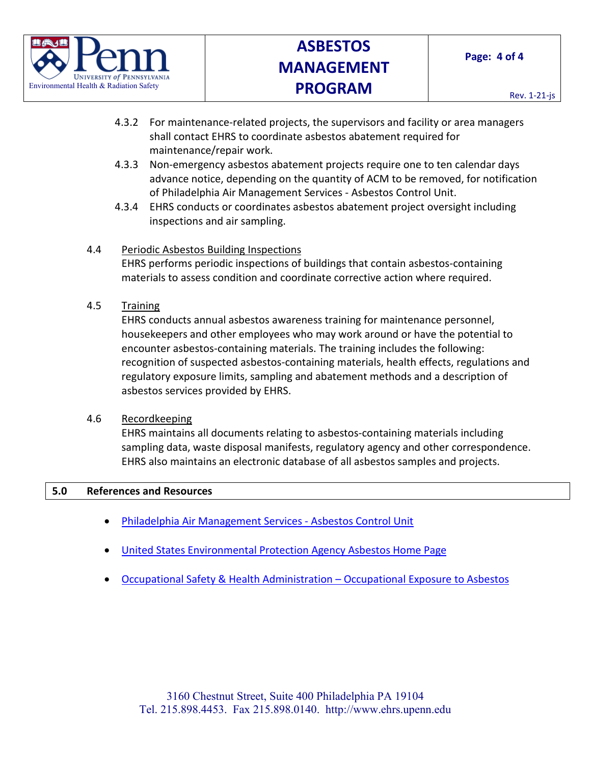4.3.2 For maintenance-related projects, the supervisors and facility or area managers shall contact EHRS to coordinate asbestos abatement required for maintenance/repair work.

4.3.3 Non-emergency asbestos abatement projects require one to ten calendar days advance notice, depending on the quantity of ACM to be removed, for notification of Philadelphia Air Management Services - Asbestos Control Unit.

4.3.4 EHRS conducts or coordinates asbestos abatement project oversight including inspections and air sampling.

4.4 Periodic Asbestos Building Inspections

EHRS performs periodic inspections of buildings that contain asbestos-containing materials to assess condition and coordinate corrective action where required.

4.5 Training

EHRS conducts annual asbestos awareness training for maintenance personnel, housekeepers and other employees who may work around or have the potential to encounter asbestos-containing materials. The training includes the following: recognition of suspected asbestos-containing materials, health effects, regulations and regulatory exposure limits, sampling and abatement methods and a description of asbestos services provided by EHRS.

4.6 Recordkeeping

EHRS maintains all documents relating to asbestos-containing materials including sampling data, waste disposal manifests, regulatory agency and other correspondence. EHRS also maintains an electronic database of all asbestos samples and projects.

## 5.0 References and Resources

- Philadelphia Air Management Services - Asbestos Control Unit
- United States Environmental Protection Agency Asbestos Home Page
- Occupational Safety & Health Administration – Occupational Exposure to Asbestos